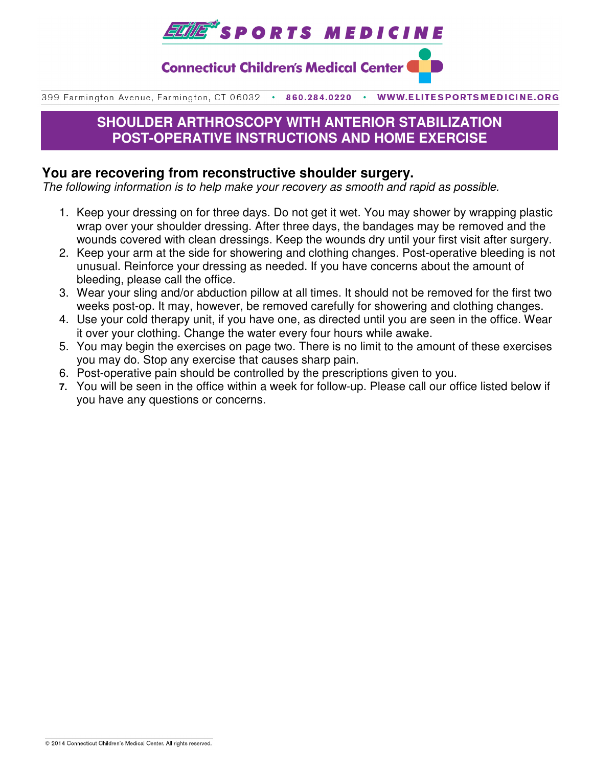**ELITE SPORTS MEDICINE**

**Connecticut Children's Medical Center**

399 Farmington Avenue, Farmington, CT 06032 • 860.284.0220 • WWW.ELITESPORTSMEDICINE.ORG

# SHOULDER ARTHROSCOPY WITH ANTERIOR STABILIZATION POST-OPERATIVE INSTRUCTIONS AND HOME EXERCISE

## You are recovering from reconstructive shoulder surgery.

*The following information is to help make your recovery as smooth and rapid as possible.*

1. Keep your dressing on for three days. Do not get it wet. You may shower by wrapping plastic wrap over your shoulder dressing. After three days, the bandages may be removed and the wounds covered with clean dressings. Keep the wounds dry until your first visit after surgery.
2. Keep your arm at the side for showering and clothing changes. Post-operative bleeding is not unusual. Reinforce your dressing as needed. If you have concerns about the amount of bleeding, please call the office.
3. Wear your sling and/or abduction pillow at all times. It should not be removed for the first two weeks post-op. It may, however, be removed carefully for showering and clothing changes.
4. Use your cold therapy unit, if you have one, as directed until you are seen in the office. Wear it over your clothing. Change the water every four hours while awake.
5. You may begin the exercises on page two. There is no limit to the amount of these exercises you may do. Stop any exercise that causes sharp pain.
6. Post-operative pain should be controlled by the prescriptions given to you.
7. You will be seen in the office within a week for follow-up. Please call our office listed below if you have any questions or concerns.

© 2014 Connecticut Children's Medical Center. All rights reserved.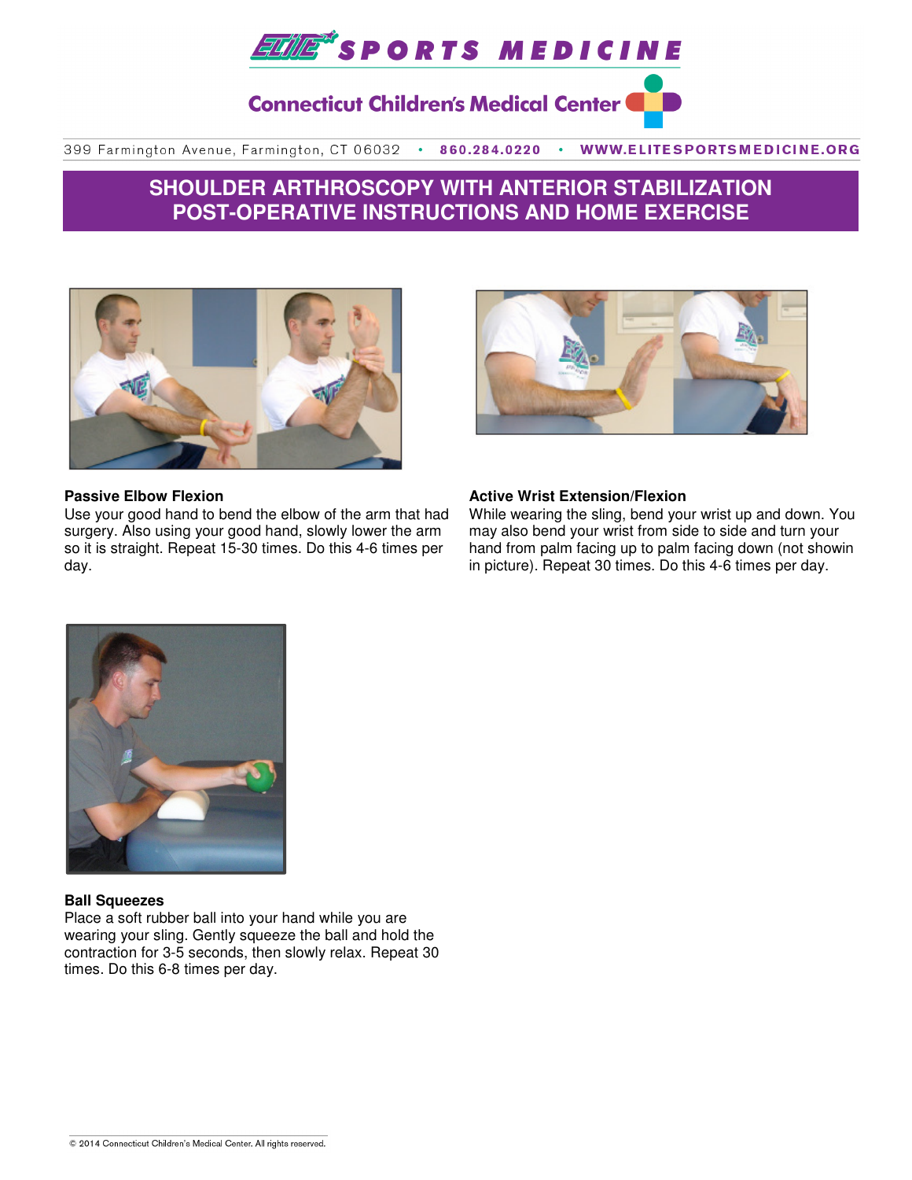# SHOULDER ARTHROSCOPY WITH ANTERIOR STABILIZATION POST-OPERATIVE INSTRUCTIONS AND HOME EXERCISE

**Passive Elbow Flexion**
Use your good hand to bend the elbow of the arm that had surgery. Also using your good hand, slowly lower the arm so it is straight. Repeat 15-30 times. Do this 4-6 times per day.

**Active Wrist Extension/Flexion**
While wearing the sling, bend your wrist up and down. You may also bend your wrist from side to side and turn your hand from palm facing up to palm facing down (not showin in picture). Repeat 30 times. Do this 4-6 times per day.

**Ball Squeezes**
Place a soft rubber ball into your hand while you are wearing your sling. Gently squeeze the ball and hold the contraction for 3-5 seconds, then slowly relax. Repeat 30 times. Do this 6-8 times per day.

© 2014 Connecticut Children's Medical Center. All rights reserved.